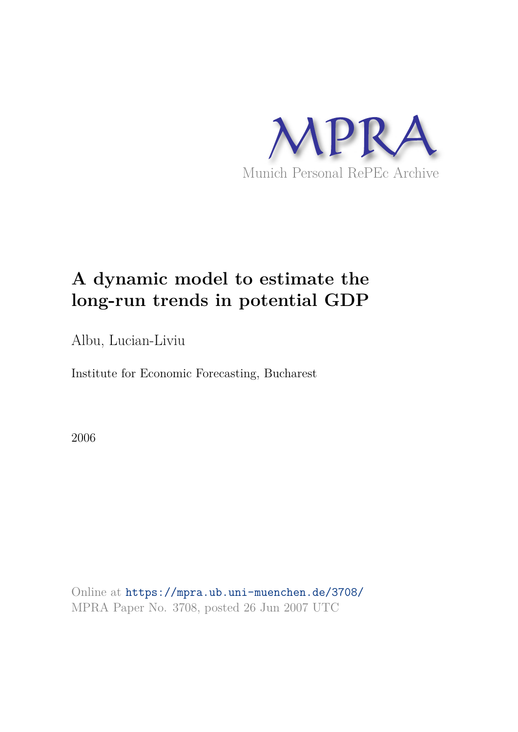MPRA

Munich Personal RePEc Archive

# A dynamic model to estimate the long-run trends in potential GDP

Albu, Lucian-Liviu

Institute for Economic Forecasting, Bucharest

2006

Online at https://mpra.ub.uni-muenchen.de/3708/
MPRA Paper No. 3708, posted 26 Jun 2007 UTC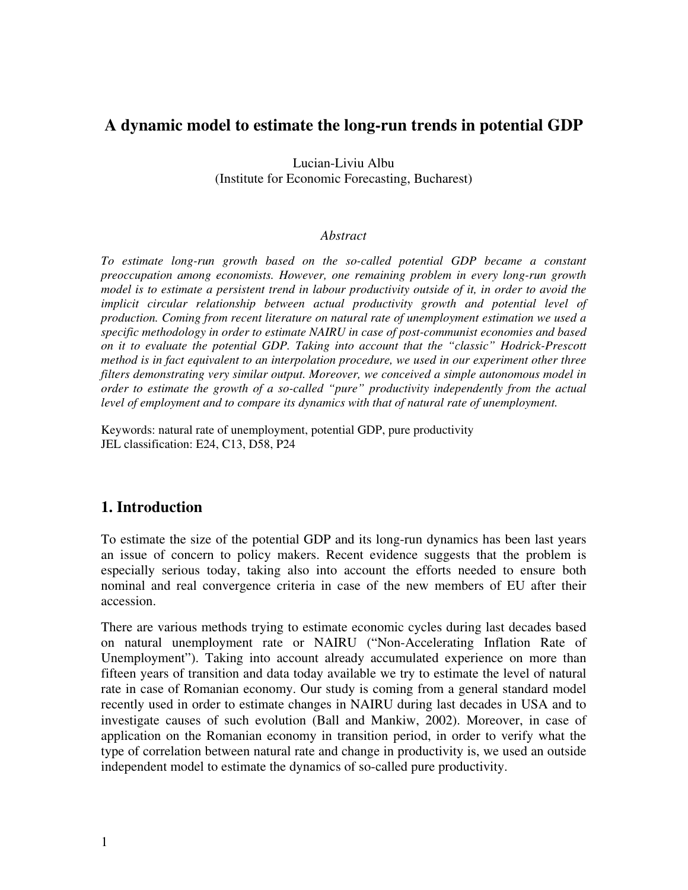# A dynamic model to estimate the long-run trends in potential GDP

Lucian-Liviu Albu
(Institute for Economic Forecasting, Bucharest)

*Abstract*

*To estimate long-run growth based on the so-called potential GDP became a constant preoccupation among economists. However, one remaining problem in every long-run growth model is to estimate a persistent trend in labour productivity outside of it, in order to avoid the implicit circular relationship between actual productivity growth and potential level of production. Coming from recent literature on natural rate of unemployment estimation we used a specific methodology in order to estimate NAIRU in case of post-communist economies and based on it to evaluate the potential GDP. Taking into account that the "classic" Hodrick-Prescott method is in fact equivalent to an interpolation procedure, we used in our experiment other three filters demonstrating very similar output. Moreover, we conceived a simple autonomous model in order to estimate the growth of a so-called "pure" productivity independently from the actual level of employment and to compare its dynamics with that of natural rate of unemployment.*

Keywords: natural rate of unemployment, potential GDP, pure productivity
JEL classification: E24, C13, D58, P24

## 1. Introduction

To estimate the size of the potential GDP and its long-run dynamics has been last years an issue of concern to policy makers. Recent evidence suggests that the problem is especially serious today, taking also into account the efforts needed to ensure both nominal and real convergence criteria in case of the new members of EU after their accession.

There are various methods trying to estimate economic cycles during last decades based on natural unemployment rate or NAIRU ("Non-Accelerating Inflation Rate of Unemployment"). Taking into account already accumulated experience on more than fifteen years of transition and data today available we try to estimate the level of natural rate in case of Romanian economy. Our study is coming from a general standard model recently used in order to estimate changes in NAIRU during last decades in USA and to investigate causes of such evolution (Ball and Mankiw, 2002). Moreover, in case of application on the Romanian economy in transition period, in order to verify what the type of correlation between natural rate and change in productivity is, we used an outside independent model to estimate the dynamics of so-called pure productivity.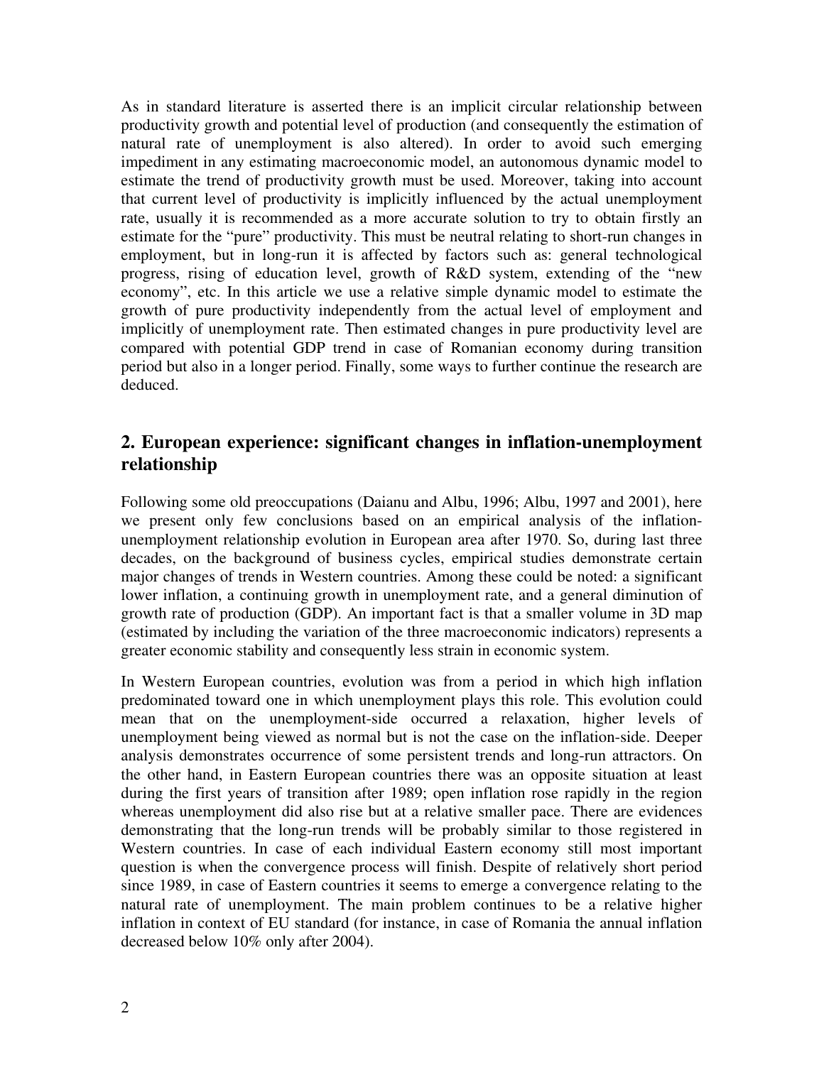As in standard literature is asserted there is an implicit circular relationship between productivity growth and potential level of production (and consequently the estimation of natural rate of unemployment is also altered). In order to avoid such emerging impediment in any estimating macroeconomic model, an autonomous dynamic model to estimate the trend of productivity growth must be used. Moreover, taking into account that current level of productivity is implicitly influenced by the actual unemployment rate, usually it is recommended as a more accurate solution to try to obtain firstly an estimate for the "pure" productivity. This must be neutral relating to short-run changes in employment, but in long-run it is affected by factors such as: general technological progress, rising of education level, growth of R&D system, extending of the "new economy", etc. In this article we use a relative simple dynamic model to estimate the growth of pure productivity independently from the actual level of employment and implicitly of unemployment rate. Then estimated changes in pure productivity level are compared with potential GDP trend in case of Romanian economy during transition period but also in a longer period. Finally, some ways to further continue the research are deduced.

## 2. European experience: significant changes in inflation-unemployment relationship

Following some old preoccupations (Daianu and Albu, 1996; Albu, 1997 and 2001), here we present only few conclusions based on an empirical analysis of the inflation-unemployment relationship evolution in European area after 1970. So, during last three decades, on the background of business cycles, empirical studies demonstrate certain major changes of trends in Western countries. Among these could be noted: a significant lower inflation, a continuing growth in unemployment rate, and a general diminution of growth rate of production (GDP). An important fact is that a smaller volume in 3D map (estimated by including the variation of the three macroeconomic indicators) represents a greater economic stability and consequently less strain in economic system.

In Western European countries, evolution was from a period in which high inflation predominated toward one in which unemployment plays this role. This evolution could mean that on the unemployment-side occurred a relaxation, higher levels of unemployment being viewed as normal but is not the case on the inflation-side. Deeper analysis demonstrates occurrence of some persistent trends and long-run attractors. On the other hand, in Eastern European countries there was an opposite situation at least during the first years of transition after 1989; open inflation rose rapidly in the region whereas unemployment did also rise but at a relative smaller pace. There are evidences demonstrating that the long-run trends will be probably similar to those registered in Western countries. In case of each individual Eastern economy still most important question is when the convergence process will finish. Despite of relatively short period since 1989, in case of Eastern countries it seems to emerge a convergence relating to the natural rate of unemployment. The main problem continues to be a relative higher inflation in context of EU standard (for instance, in case of Romania the annual inflation decreased below 10% only after 2004).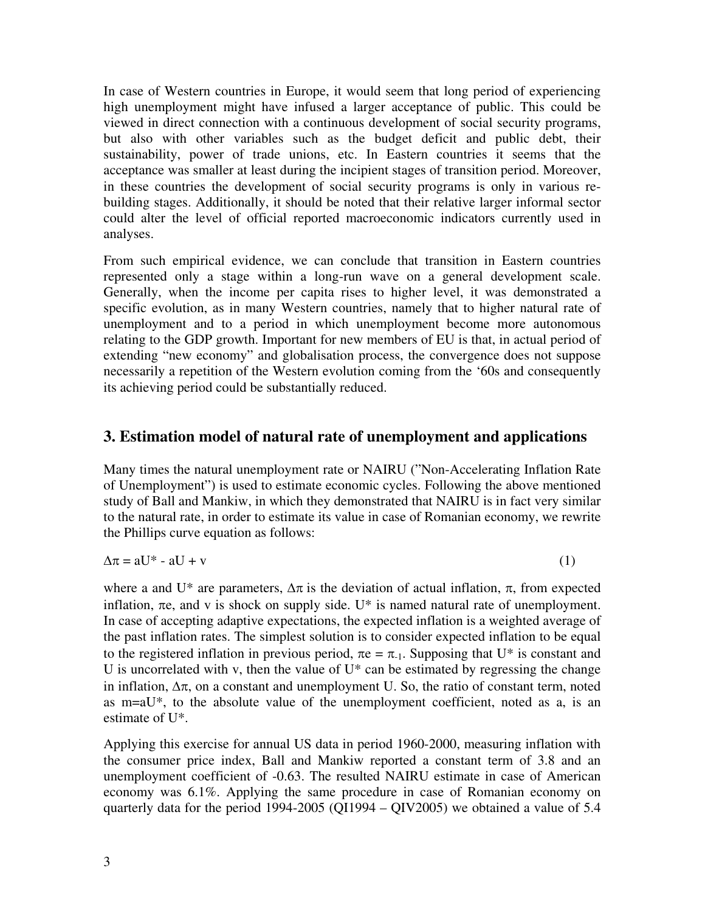In case of Western countries in Europe, it would seem that long period of experiencing high unemployment might have infused a larger acceptance of public. This could be viewed in direct connection with a continuous development of social security programs, but also with other variables such as the budget deficit and public debt, their sustainability, power of trade unions, etc. In Eastern countries it seems that the acceptance was smaller at least during the incipient stages of transition period. Moreover, in these countries the development of social security programs is only in various re-building stages. Additionally, it should be noted that their relative larger informal sector could alter the level of official reported macroeconomic indicators currently used in analyses.

From such empirical evidence, we can conclude that transition in Eastern countries represented only a stage within a long-run wave on a general development scale. Generally, when the income per capita rises to higher level, it was demonstrated a specific evolution, as in many Western countries, namely that to higher natural rate of unemployment and to a period in which unemployment become more autonomous relating to the GDP growth. Important for new members of EU is that, in actual period of extending "new economy" and globalisation process, the convergence does not suppose necessarily a repetition of the Western evolution coming from the '60s and consequently its achieving period could be substantially reduced.

## 3. Estimation model of natural rate of unemployment and applications

Many times the natural unemployment rate or NAIRU ("Non-Accelerating Inflation Rate of Unemployment") is used to estimate economic cycles. Following the above mentioned study of Ball and Mankiw, in which they demonstrated that NAIRU is in fact very similar to the natural rate, in order to estimate its value in case of Romanian economy, we rewrite the Phillips curve equation as follows:

$$\Delta\pi = aU^* - aU + v \qquad (1)$$

where a and $U^*$ are parameters, $\Delta\pi$ is the deviation of actual inflation, $\pi$, from expected inflation, $\pi e$, and v is shock on supply side. $U^*$ is named natural rate of unemployment. In case of accepting adaptive expectations, the expected inflation is a weighted average of the past inflation rates. The simplest solution is to consider expected inflation to be equal to the registered inflation in previous period, $\pi e = \pi_{-1}$. Supposing that $U^*$ is constant and U is uncorrelated with v, then the value of $U^*$ can be estimated by regressing the change in inflation, $\Delta\pi$, on a constant and unemployment U. So, the ratio of constant term, noted as $m=aU^*$, to the absolute value of the unemployment coefficient, noted as a, is an estimate of $U^*$.

Applying this exercise for annual US data in period 1960-2000, measuring inflation with the consumer price index, Ball and Mankiw reported a constant term of 3.8 and an unemployment coefficient of -0.63. The resulted NAIRU estimate in case of American economy was 6.1%. Applying the same procedure in case of Romanian economy on quarterly data for the period 1994-2005 (QI1994 – QIV2005) we obtained a value of 5.4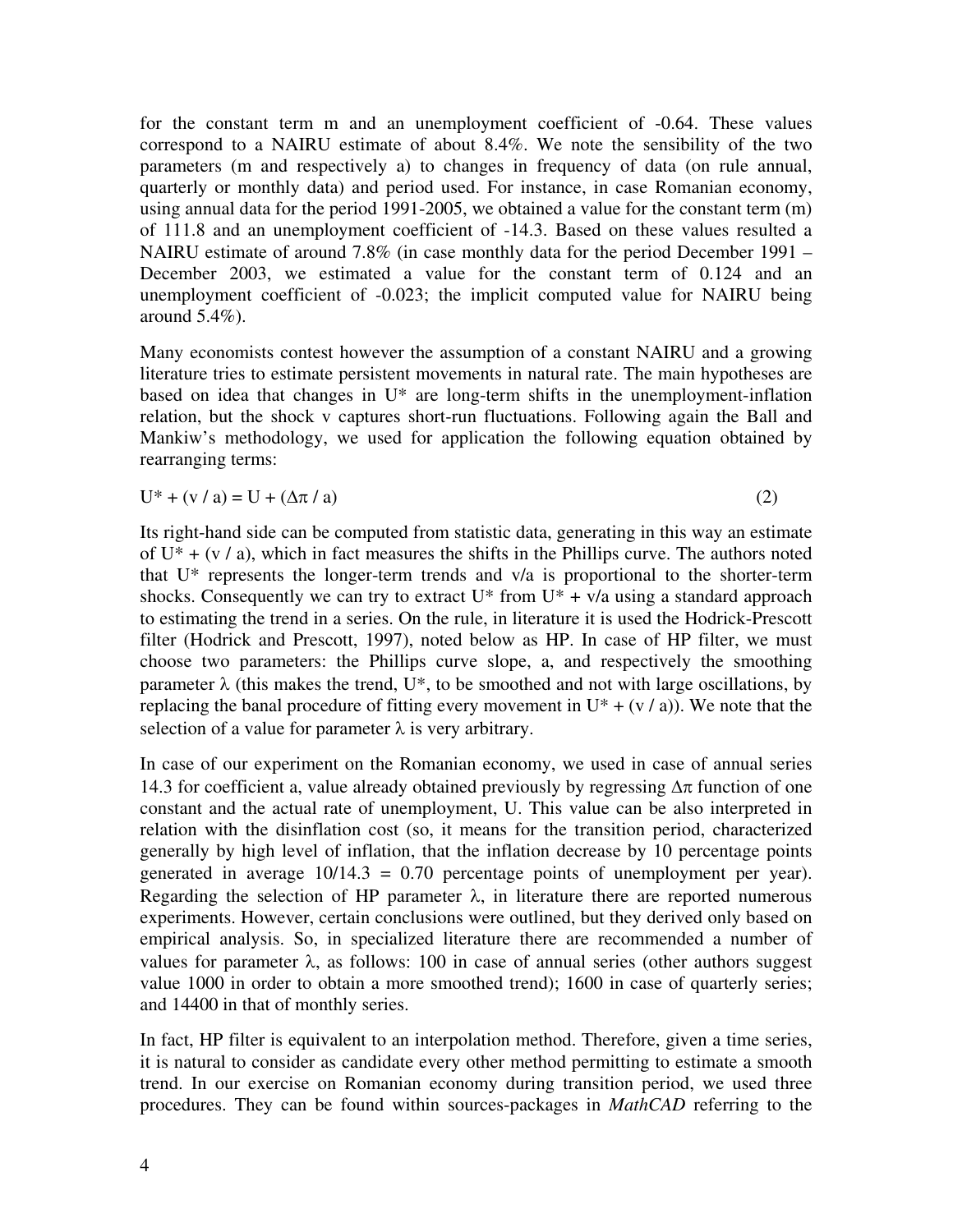for the constant term m and an unemployment coefficient of -0.64. These values correspond to a NAIRU estimate of about 8.4%. We note the sensibility of the two parameters (m and respectively a) to changes in frequency of data (on rule annual, quarterly or monthly data) and period used. For instance, in case Romanian economy, using annual data for the period 1991-2005, we obtained a value for the constant term (m) of 111.8 and an unemployment coefficient of -14.3. Based on these values resulted a NAIRU estimate of around 7.8% (in case monthly data for the period December 1991 – December 2003, we estimated a value for the constant term of 0.124 and an unemployment coefficient of -0.023; the implicit computed value for NAIRU being around 5.4%).

Many economists contest however the assumption of a constant NAIRU and a growing literature tries to estimate persistent movements in natural rate. The main hypotheses are based on idea that changes in U* are long-term shifts in the unemployment-inflation relation, but the shock v captures short-run fluctuations. Following again the Ball and Mankiw's methodology, we used for application the following equation obtained by rearranging terms:

$$U^* + (v / a) = U + (\Delta\pi / a) \tag{2}$$

Its right-hand side can be computed from statistic data, generating in this way an estimate of $U^* + (v / a)$, which in fact measures the shifts in the Phillips curve. The authors noted that $U^*$ represents the longer-term trends and $v/a$ is proportional to the shorter-term shocks. Consequently we can try to extract $U^*$ from $U^* + v/a$ using a standard approach to estimating the trend in a series. On the rule, in literature it is used the Hodrick-Prescott filter (Hodrick and Prescott, 1997), noted below as HP. In case of HP filter, we must choose two parameters: the Phillips curve slope, a, and respectively the smoothing parameter $\lambda$ (this makes the trend, $U^*$, to be smoothed and not with large oscillations, by replacing the banal procedure of fitting every movement in $U^* + (v / a)$). We note that the selection of a value for parameter $\lambda$ is very arbitrary.

In case of our experiment on the Romanian economy, we used in case of annual series 14.3 for coefficient a, value already obtained previously by regressing $\Delta\pi$ function of one constant and the actual rate of unemployment, U. This value can be also interpreted in relation with the disinflation cost (so, it means for the transition period, characterized generally by high level of inflation, that the inflation decrease by 10 percentage points generated in average 10/14.3 = 0.70 percentage points of unemployment per year). Regarding the selection of HP parameter $\lambda$, in literature there are reported numerous experiments. However, certain conclusions were outlined, but they derived only based on empirical analysis. So, in specialized literature there are recommended a number of values for parameter $\lambda$, as follows: 100 in case of annual series (other authors suggest value 1000 in order to obtain a more smoothed trend); 1600 in case of quarterly series; and 14400 in that of monthly series.

In fact, HP filter is equivalent to an interpolation method. Therefore, given a time series, it is natural to consider as candidate every other method permitting to estimate a smooth trend. In our exercise on Romanian economy during transition period, we used three procedures. They can be found within sources-packages in *MathCAD* referring to the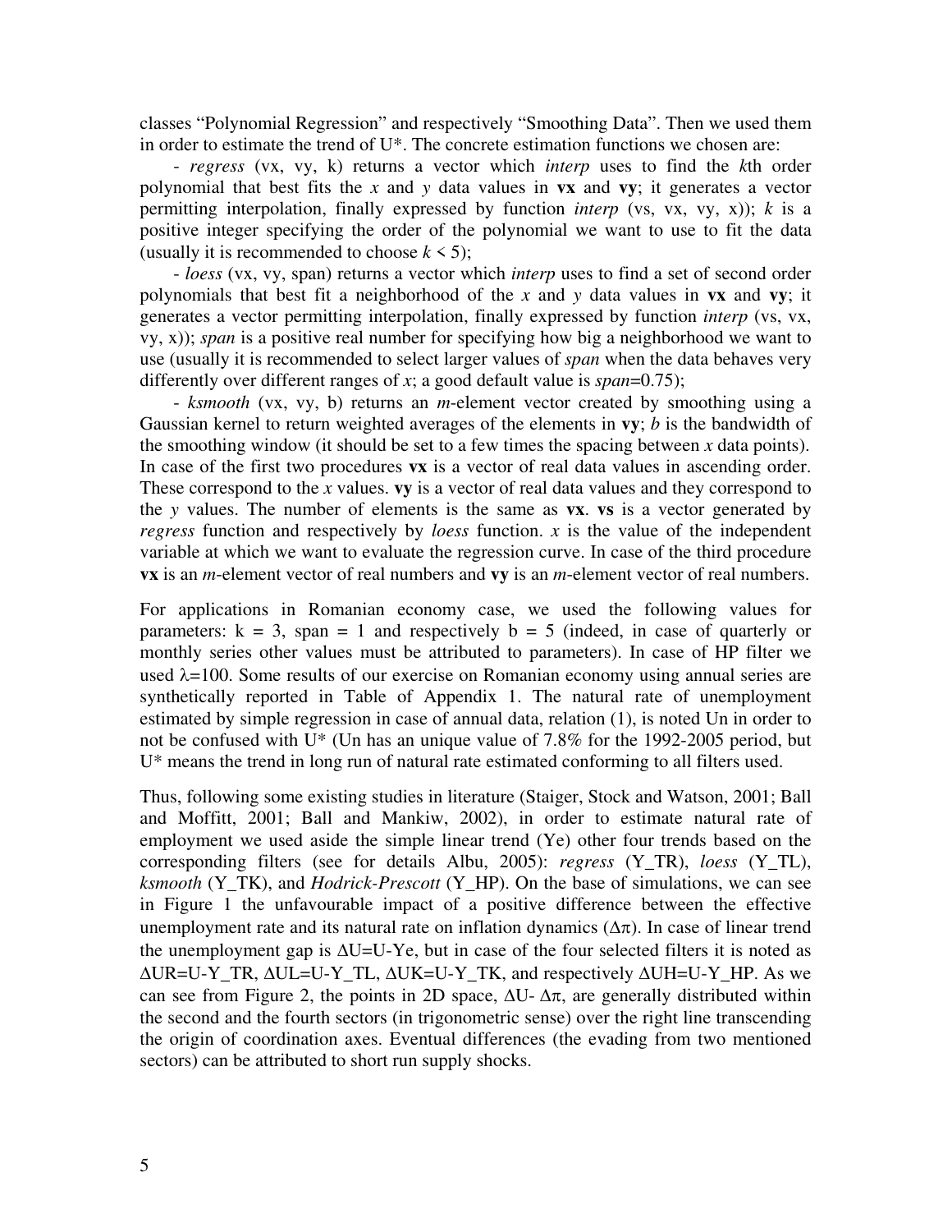classes “Polynomial Regression” and respectively “Smoothing Data”. Then we used them in order to estimate the trend of U*. The concrete estimation functions we chose are:

- *regress* (vx, vy, k) returns a vector which *interp* uses to find the *k*th order polynomial that best fits the *x* and *y* data values in **vx** and **vy**; it generates a vector permitting interpolation, finally expressed by function *interp* (vs, vx, vy, x)); *k* is a positive integer specifying the order of the polynomial we want to use to fit the data (usually it is recommended to choose $k < 5$);

- *loess* (vx, vy, span) returns a vector which *interp* uses to find a set of second order polynomials that best fit a neighborhood of the *x* and *y* data values in **vx** and **vy**; it generates a vector permitting interpolation, finally expressed by function *interp* (vs, vx, vy, x)); *span* is a positive real number for specifying how big a neighborhood we want to use (usually it is recommended to select larger values of *span* when the data behaves very differently over different ranges of *x*; a good default value is *span*=0.75);

- *ksmooth* (vx, vy, b) returns an *m*-element vector created by smoothing using a Gaussian kernel to return weighted averages of the elements in **vy**; *b* is the bandwidth of the smoothing window (it should be set to a few times the spacing between *x* data points). In case of the first two procedures **vx** is a vector of real data values in ascending order. These correspond to the *x* values. **vy** is a vector of real data values and they correspond to the *y* values. The number of elements is the same as **vx**. **vs** is a vector generated by *regress* function and respectively by *loess* function. *x* is the value of the independent variable at which we want to evaluate the regression curve. In case of the third procedure **vx** is an *m*-element vector of real numbers and **vy** is an *m*-element vector of real numbers.

For applications in Romanian economy case, we used the following values for parameters: k = 3, span = 1 and respectively b = 5 (indeed, in case of quarterly or monthly series other values must be attributed to parameters). In case of HP filter we used $\lambda$=100. Some results of our exercise on Romanian economy using annual series are synthetically reported in Table of Appendix 1. The natural rate of unemployment estimated by simple regression in case of annual data, relation (1), is noted Un in order to not be confused with U* (Un has an unique value of 7.8% for the 1992-2005 period, but U* means the trend in long run of natural rate estimated conforming to all filters used.

Thus, following some existing studies in literature (Staiger, Stock and Watson, 2001; Ball and Moffitt, 2001; Ball and Mankiw, 2002), in order to estimate natural rate of employment we used aside the simple linear trend (Ye) other four trends based on the corresponding filters (see for details Albu, 2005): *regress* (Y_TR), *loess* (Y_TL), *ksmooth* (Y_TK), and *Hodrick-Prescott* (Y_HP). On the base of simulations, we can see in Figure 1 the unfavourable impact of a positive difference between the effective unemployment rate and its natural rate on inflation dynamics ($\Delta\pi$). In case of linear trend the unemployment gap is $\Delta$U=U-Ye, but in case of the four selected filters it is noted as $\Delta$UR=U-Y_TR, $\Delta$UL=U-Y_TL, $\Delta$UK=U-Y_TK, and respectively $\Delta$UH=U-Y_HP. As we can see from Figure 2, the points in 2D space, $\Delta$U- $\Delta\pi$, are generally distributed within the second and the fourth sectors (in trigonometric sense) over the right line transcending the origin of coordination axes. Eventual differences (the evading from two mentioned sectors) can be attributed to short run supply shocks.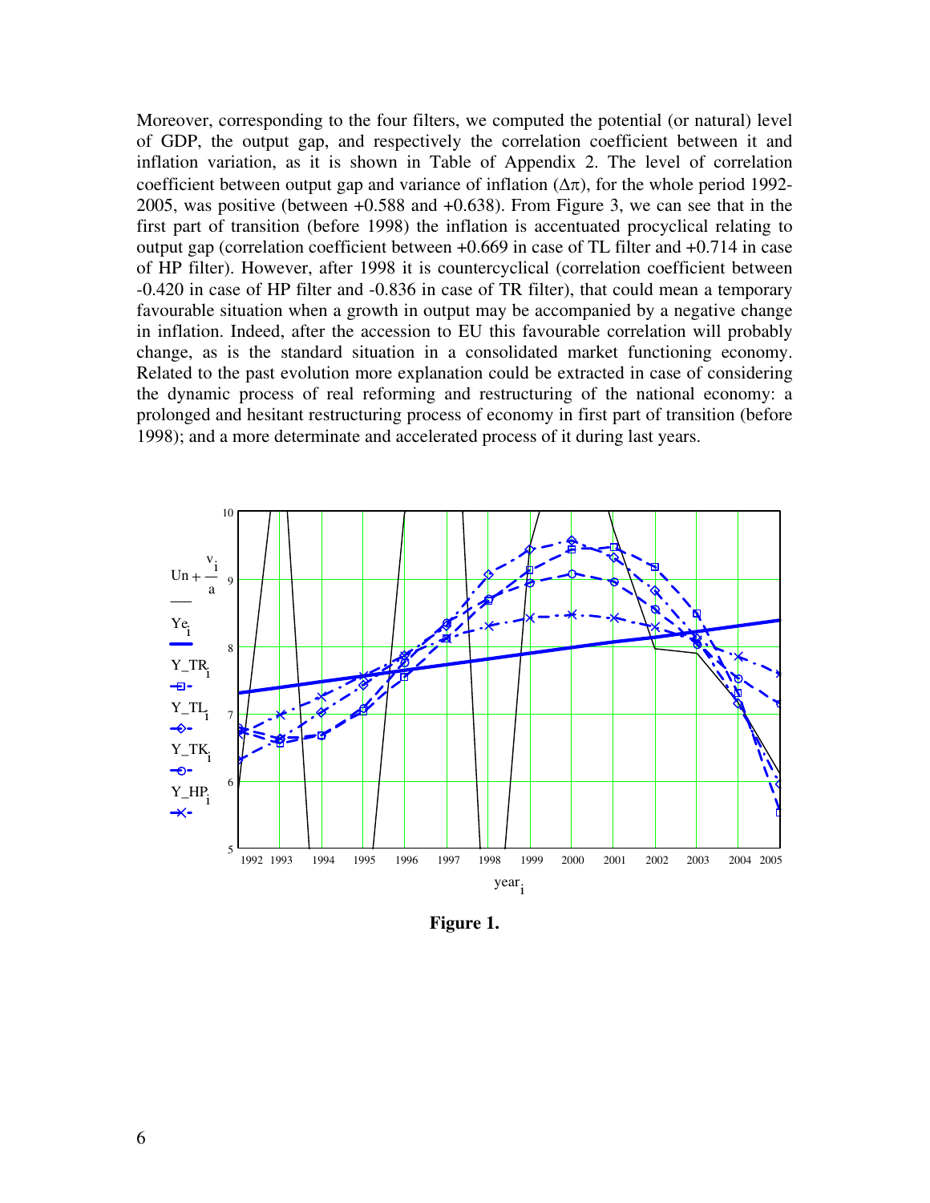Moreover, corresponding to the four filters, we computed the potential (or natural) level of GDP, the output gap, and respectively the correlation coefficient between it and inflation variation, as it is shown in Table of Appendix 2. The level of correlation coefficient between output gap and variance of inflation ($\Delta\pi$), for the whole period 1992-2005, was positive (between +0.588 and +0.638). From Figure 3, we can see that in the first part of transition (before 1998) the inflation is accentuated procyclical relating to output gap (correlation coefficient between +0.669 in case of TL filter and +0.714 in case of HP filter). However, after 1998 it is countercyclical (correlation coefficient between -0.420 in case of HP filter and -0.836 in case of TR filter), that could mean a temporary favourable situation when a growth in output may be accompanied by a negative change in inflation. Indeed, after the accession to EU this favourable correlation will probably change, as is the standard situation in a consolidated market functioning economy. Related to the past evolution more explanation could be extracted in case of considering the dynamic process of real reforming and restructuring of the national economy: a prolonged and hesitant restructuring process of economy in first part of transition (before 1998); and a more determinate and accelerated process of it during last years.

**Figure 1.**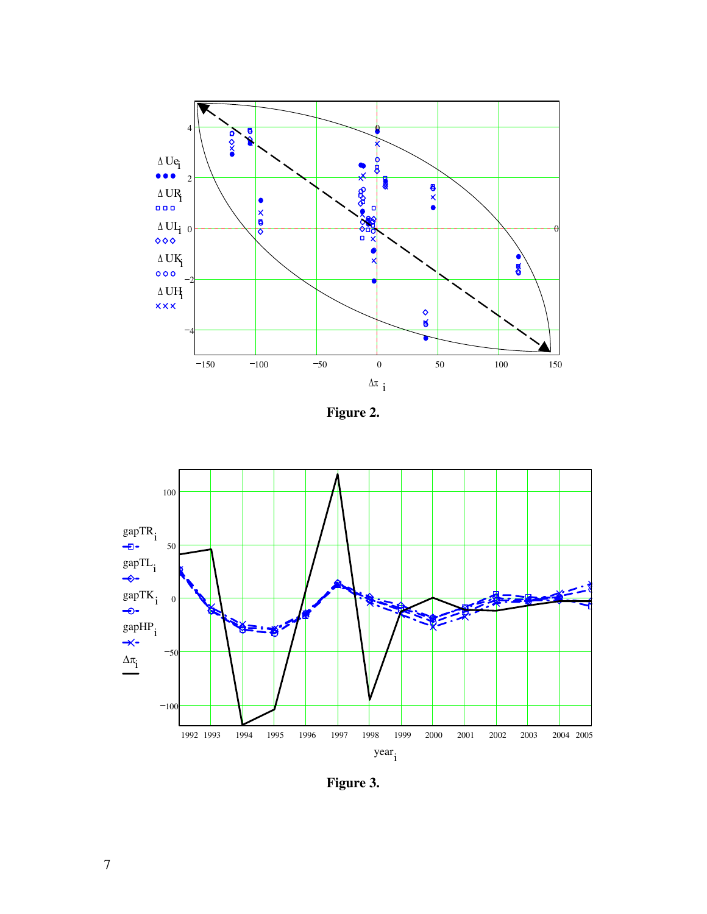**Figure 2.**

**Figure 3.**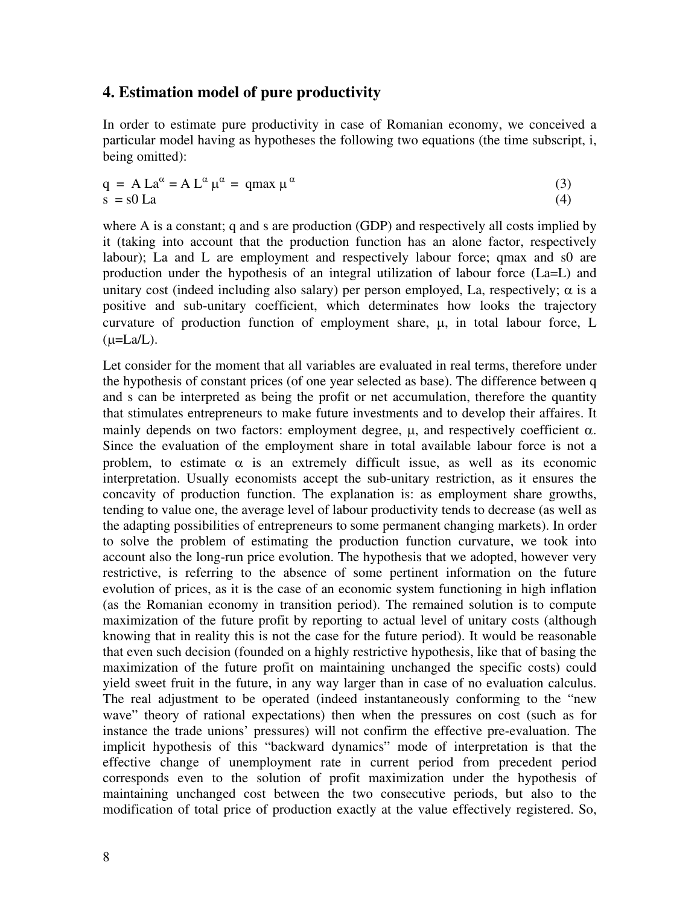## 4. Estimation model of pure productivity

In order to estimate pure productivity in case of Romanian economy, we conceived a particular model having as hypotheses the following two equations (the time subscript, i, being omitted):

$$q = A\, La^{\alpha} = A\, L^{\alpha}\, \mu^{\alpha} = q_{max}\, \mu^{\alpha} \tag{3}$$

$$s = s0\, La \tag{4}$$

where A is a constant; q and s are production (GDP) and respectively all costs implied by it (taking into account that the production function has an alone factor, respectively labour); La and L are employment and respectively labour force; $q_{max}$ and s0 are production under the hypothesis of an integral utilization of labour force (La=L) and unitary cost (indeed including also salary) per person employed, La, respectively; $\alpha$ is a positive and sub-unitary coefficient, which determinates how looks the trajectory curvature of production function of employment share, $\mu$, in total labour force, L ($\mu$=La/L).

Let consider for the moment that all variables are evaluated in real terms, therefore under the hypothesis of constant prices (of one year selected as base). The difference between q and s can be interpreted as being the profit or net accumulation, therefore the quantity that stimulates entrepreneurs to make future investments and to develop their affaires. It mainly depends on two factors: employment degree, $\mu$, and respectively coefficient $\alpha$. Since the evaluation of the employment share in total available labour force is not a problem, to estimate $\alpha$ is an extremely difficult issue, as well as its economic interpretation. Usually economists accept the sub-unitary restriction, as it ensures the concavity of production function. The explanation is: as employment share growths, tending to value one, the average level of labour productivity tends to decrease (as well as the adapting possibilities of entrepreneurs to some permanent changing markets). In order to solve the problem of estimating the production function curvature, we took into account also the long-run price evolution. The hypothesis that we adopted, however very restrictive, is referring to the absence of some pertinent information on the future evolution of prices, as it is the case of an economic system functioning in high inflation (as the Romanian economy in transition period). The remained solution is to compute maximization of the future profit by reporting to actual level of unitary costs (although knowing that in reality this is not the case for the future period). It would be reasonable that even such decision (founded on a highly restrictive hypothesis, like that of basing the maximization of the future profit on maintaining unchanged the specific costs) could yield sweet fruit in the future, in any way larger than in case of no evaluation calculus. The real adjustment to be operated (indeed instantaneously conforming to the "new wave" theory of rational expectations) then when the pressures on cost (such as for instance the trade unions' pressures) will not confirm the effective pre-evaluation. The implicit hypothesis of this "backward dynamics" mode of interpretation is that the effective change of unemployment rate in current period from precedent period corresponds even to the solution of profit maximization under the hypothesis of maintaining unchanged cost between the two consecutive periods, but also to the modification of total price of production exactly at the value effectively registered. So,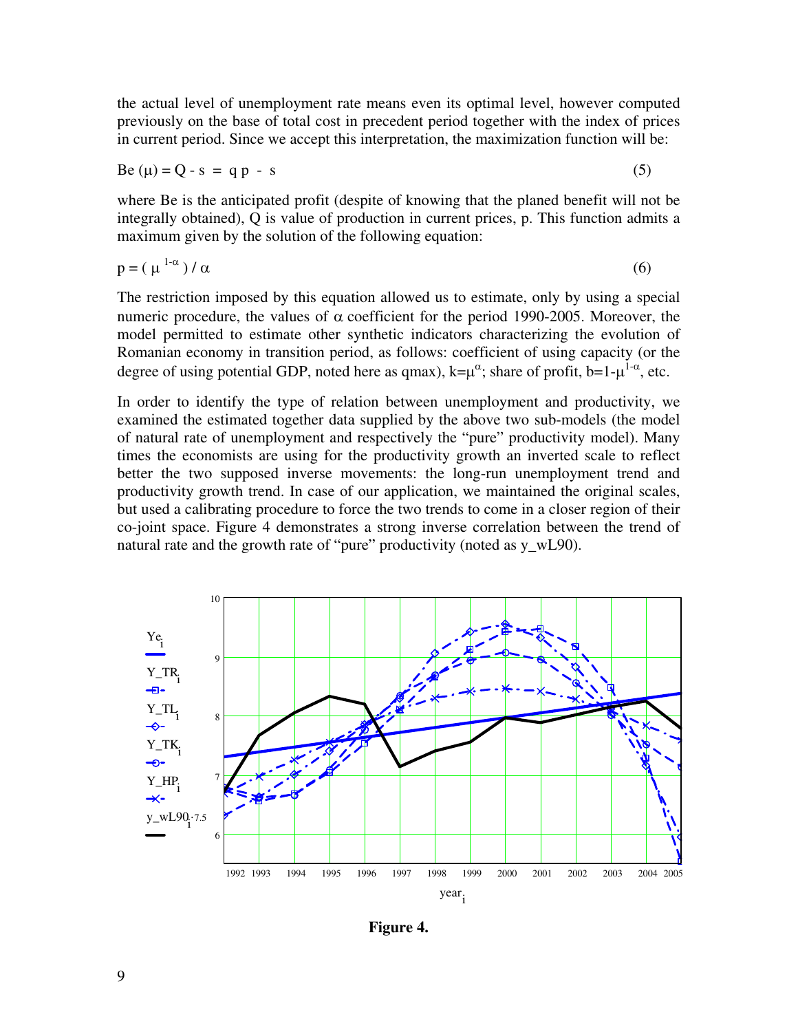the actual level of unemployment rate means even its optimal level, however computed previously on the base of total cost in precedent period together with the index of prices in current period. Since we accept this interpretation, the maximization function will be:

$$Be(\mu) = Q - s = q\,p - s \tag{5}$$

where Be is the anticipated profit (despite of knowing that the planed benefit will not be integrally obtained), Q is value of production in current prices, p. This function admits a maximum given by the solution of the following equation:

$$p = (\mu^{1-\alpha}) / \alpha \tag{6}$$

The restriction imposed by this equation allowed us to estimate, only by using a special numeric procedure, the values of $\alpha$ coefficient for the period 1990-2005. Moreover, the model permitted to estimate other synthetic indicators characterizing the evolution of Romanian economy in transition period, as follows: coefficient of using capacity (or the degree of using potential GDP, noted here as qmax), $k=\mu^{\alpha}$; share of profit, $b=1-\mu^{1-\alpha}$, etc.

In order to identify the type of relation between unemployment and productivity, we examined the estimated together data supplied by the above two sub-models (the model of natural rate of unemployment and respectively the "pure" productivity model). Many times the economists are using for the productivity growth an inverted scale to reflect better the two supposed inverse movements: the long-run unemployment trend and productivity growth trend. In case of our application, we maintained the original scales, but used a calibrating procedure to force the two trends to come in a closer region of their co-joint space. Figure 4 demonstrates a strong inverse correlation between the trend of natural rate and the growth rate of "pure" productivity (noted as y_wL90).

**Figure 4.**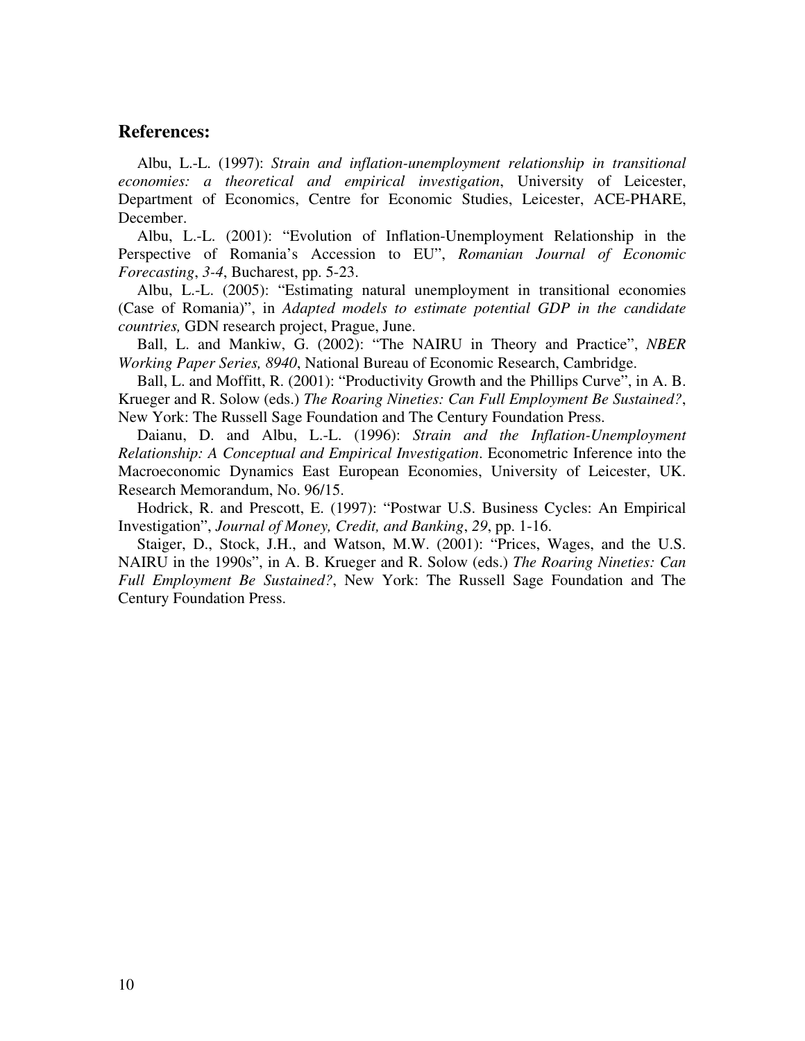## References:

Albu, L.-L. (1997): *Strain and inflation-unemployment relationship in transitional economies: a theoretical and empirical investigation*, University of Leicester, Department of Economics, Centre for Economic Studies, Leicester, ACE-PHARE, December.

Albu, L.-L. (2001): "Evolution of Inflation-Unemployment Relationship in the Perspective of Romania's Accession to EU", *Romanian Journal of Economic Forecasting*, *3-4*, Bucharest, pp. 5-23.

Albu, L.-L. (2005): "Estimating natural unemployment in transitional economies (Case of Romania)", in *Adapted models to estimate potential GDP in the candidate countries,* GDN research project, Prague, June.

Ball, L. and Mankiw, G. (2002): "The NAIRU in Theory and Practice", *NBER Working Paper Series, 8940*, National Bureau of Economic Research, Cambridge.

Ball, L. and Moffitt, R. (2001): "Productivity Growth and the Phillips Curve", in A. B. Krueger and R. Solow (eds.) *The Roaring Nineties: Can Full Employment Be Sustained?*, New York: The Russell Sage Foundation and The Century Foundation Press.

Daianu, D. and Albu, L.-L. (1996): *Strain and the Inflation-Unemployment Relationship: A Conceptual and Empirical Investigation*. Econometric Inference into the Macroeconomic Dynamics East European Economies, University of Leicester, UK. Research Memorandum, No. 96/15.

Hodrick, R. and Prescott, E. (1997): "Postwar U.S. Business Cycles: An Empirical Investigation", *Journal of Money, Credit, and Banking*, *29*, pp. 1-16.

Staiger, D., Stock, J.H., and Watson, M.W. (2001): "Prices, Wages, and the U.S. NAIRU in the 1990s", in A. B. Krueger and R. Solow (eds.) *The Roaring Nineties: Can Full Employment Be Sustained?*, New York: The Russell Sage Foundation and The Century Foundation Press.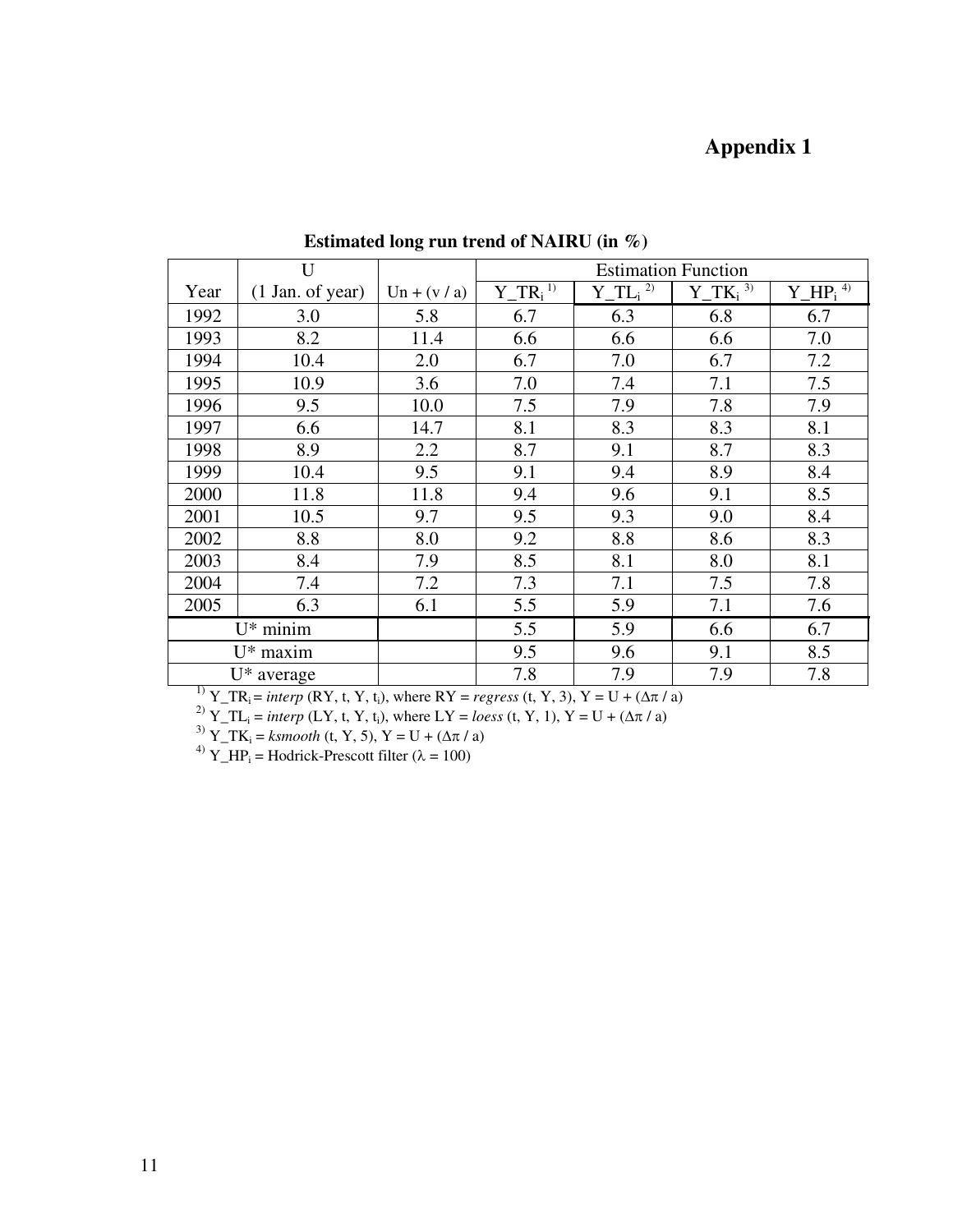# Appendix 1

**Estimated long run trend of NAIRU (in %)**

| Year | U (1 Jan. of year) | Un + (v / a) | Estimation Function | | | |
|---|---|---|---|---|---|---|
| | | | $Y\_TR_i$ [1] | $Y\_TL_i$ [2] | $Y\_TK_i$ [3] | $Y\_HP_i$ [4] |
| 1992 | 3.0 | 5.8 | 6.7 | 6.3 | 6.8 | 6.7 |
| 1993 | 8.2 | 11.4 | 6.6 | 6.6 | 6.6 | 7.0 |
| 1994 | 10.4 | 2.0 | 6.7 | 7.0 | 6.7 | 7.2 |
| 1995 | 10.9 | 3.6 | 7.0 | 7.4 | 7.1 | 7.5 |
| 1996 | 9.5 | 10.0 | 7.5 | 7.9 | 7.8 | 7.9 |
| 1997 | 6.6 | 14.7 | 8.1 | 8.3 | 8.3 | 8.1 |
| 1998 | 8.9 | 2.2 | 8.7 | 9.1 | 8.7 | 8.3 |
| 1999 | 10.4 | 9.5 | 9.1 | 9.4 | 8.9 | 8.4 |
| 2000 | 11.8 | 11.8 | 9.4 | 9.6 | 9.1 | 8.5 |
| 2001 | 10.5 | 9.7 | 9.5 | 9.3 | 9.0 | 8.4 |
| 2002 | 8.8 | 8.0 | 9.2 | 8.8 | 8.6 | 8.3 |
| 2003 | 8.4 | 7.9 | 8.5 | 8.1 | 8.0 | 8.1 |
| 2004 | 7.4 | 7.2 | 7.3 | 7.1 | 7.5 | 7.8 |
| 2005 | 6.3 | 6.1 | 5.5 | 5.9 | 7.1 | 7.6 |
| U* minim | | | 5.5 | 5.9 | 6.6 | 6.7 |
| U* maxim | | | 9.5 | 9.6 | 9.1 | 8.5 |
| U* average | | | 7.8 | 7.9 | 7.9 | 7.8 |

[1] $Y\_TR_i$ = *interp* (RY, t, Y, $t_i$), where RY = *regress* (t, Y, 3), Y = U + ($\Delta\pi$ / a)

[2] $Y\_TL_i$ = *interp* (LY, t, Y, $t_i$), where LY = *loess* (t, Y, 1), Y = U + ($\Delta\pi$ / a)

[3] $Y\_TK_i$ = *ksmooth* (t, Y, 5), Y = U + ($\Delta\pi$ / a)

[4] $Y\_HP_i$ = Hodrick-Prescott filter ($\lambda$ = 100)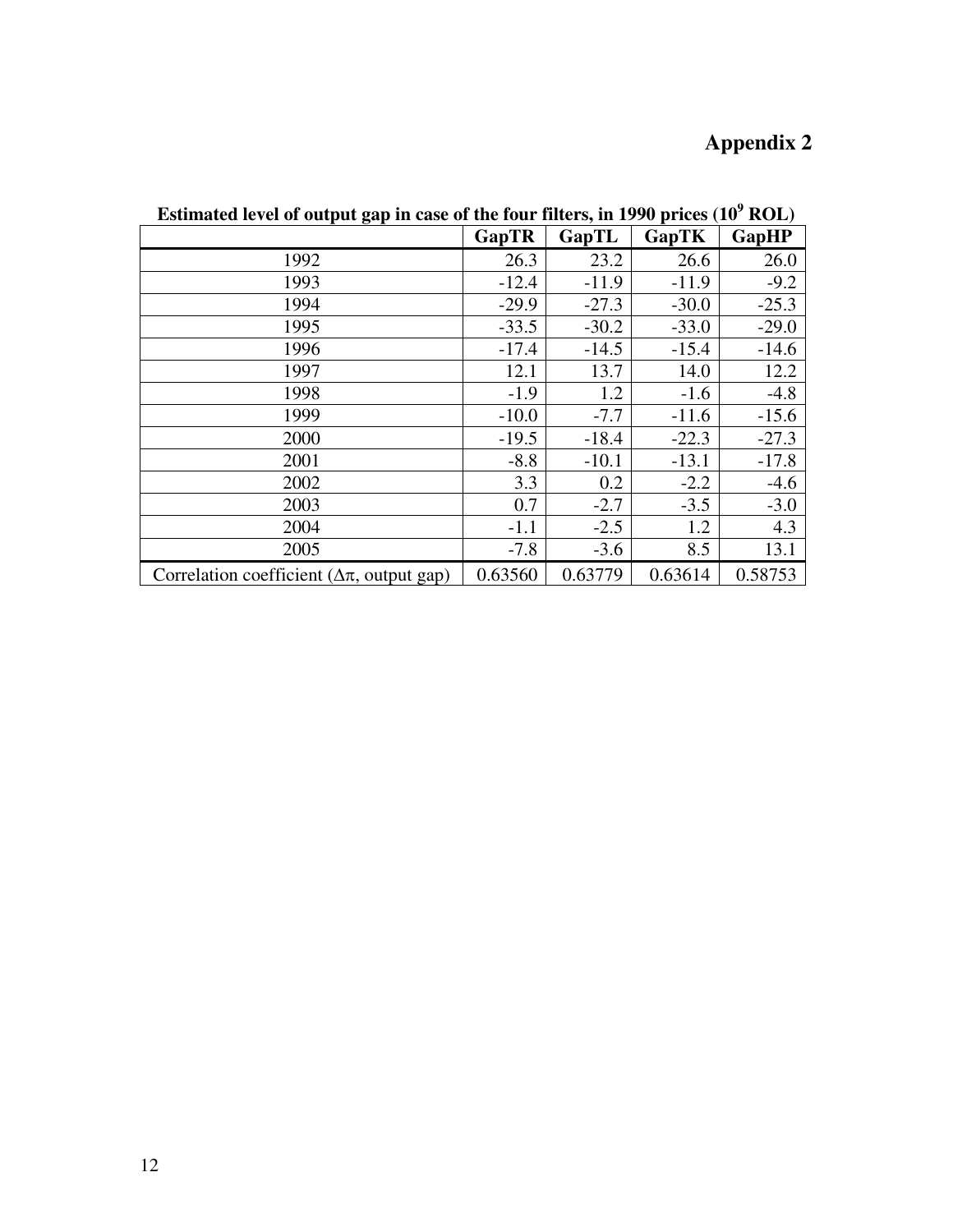# Appendix 2

**Estimated level of output gap in case of the four filters, in 1990 prices ($10^9$ ROL)**

| | **GapTR** | **GapTL** | **GapTK** | **GapHP** |
|---|---|---|---|---|
| 1992 | 26.3 | 23.2 | 26.6 | 26.0 |
| 1993 | -12.4 | -11.9 | -11.9 | -9.2 |
| 1994 | -29.9 | -27.3 | -30.0 | -25.3 |
| 1995 | -33.5 | -30.2 | -33.0 | -29.0 |
| 1996 | -17.4 | -14.5 | -15.4 | -14.6 |
| 1997 | 12.1 | 13.7 | 14.0 | 12.2 |
| 1998 | -1.9 | 1.2 | -1.6 | -4.8 |
| 1999 | -10.0 | -7.7 | -11.6 | -15.6 |
| 2000 | -19.5 | -18.4 | -22.3 | -27.3 |
| 2001 | -8.8 | -10.1 | -13.1 | -17.8 |
| 2002 | 3.3 | 0.2 | -2.2 | -4.6 |
| 2003 | 0.7 | -2.7 | -3.5 | -3.0 |
| 2004 | -1.1 | -2.5 | 1.2 | 4.3 |
| 2005 | -7.8 | -3.6 | 8.5 | 13.1 |
| Correlation coefficient ($\Delta\pi$, output gap) | 0.63560 | 0.63779 | 0.63614 | 0.58753 |